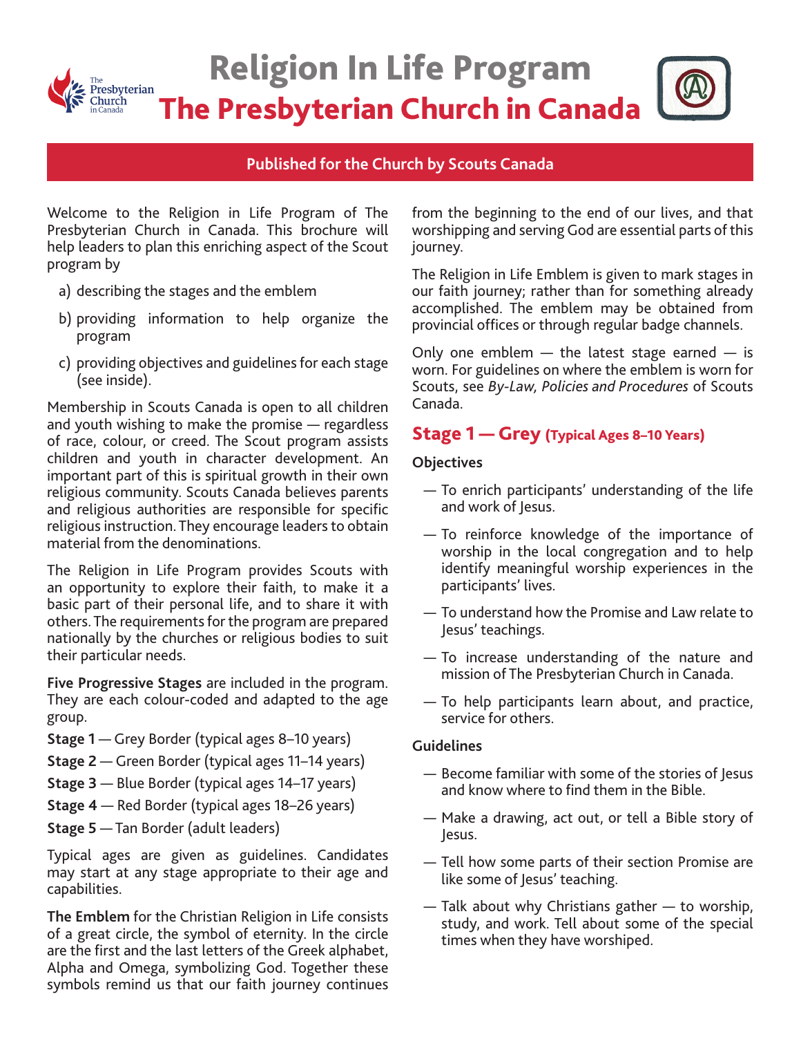# Religion In Life Program

# The Presbyterian Church in Canada

**Published for the Church by Scouts Canada**

Welcome to the Religion in Life Program of The Presbyterian Church in Canada. This brochure will help leaders to plan this enriching aspect of the Scout program by

a) describing the stages and the emblem

b) providing information to help organize the program

c) providing objectives and guidelines for each stage (see inside).

Membership in Scouts Canada is open to all children and youth wishing to make the promise — regardless of race, colour, or creed. The Scout program assists children and youth in character development. An important part of this is spiritual growth in their own religious community. Scouts Canada believes parents and religious authorities are responsible for specific religious instruction. They encourage leaders to obtain material from the denominations.

The Religion in Life Program provides Scouts with an opportunity to explore their faith, to make it a basic part of their personal life, and to share it with others. The requirements for the program are prepared nationally by the churches or religious bodies to suit their particular needs.

**Five Progressive Stages** are included in the program. They are each colour-coded and adapted to the age group.

**Stage 1** — Grey Border (typical ages 8–10 years)

**Stage 2** — Green Border (typical ages 11–14 years)

**Stage 3** — Blue Border (typical ages 14–17 years)

**Stage 4** — Red Border (typical ages 18–26 years)

**Stage 5** — Tan Border (adult leaders)

Typical ages are given as guidelines. Candidates may start at any stage appropriate to their age and capabilities.

**The Emblem** for the Christian Religion in Life consists of a great circle, the symbol of eternity. In the circle are the first and the last letters of the Greek alphabet, Alpha and Omega, symbolizing God. Together these symbols remind us that our faith journey continues from the beginning to the end of our lives, and that worshipping and serving God are essential parts of this journey.

The Religion in Life Emblem is given to mark stages in our faith journey; rather than for something already accomplished. The emblem may be obtained from provincial offices or through regular badge channels.

Only one emblem — the latest stage earned — is worn. For guidelines on where the emblem is worn for Scouts, see *By-Law, Policies and Procedures* of Scouts Canada.

## Stage 1 — Grey (Typical Ages 8–10 Years)

### Objectives

— To enrich participants' understanding of the life and work of Jesus.

— To reinforce knowledge of the importance of worship in the local congregation and to help identify meaningful worship experiences in the participants' lives.

— To understand how the Promise and Law relate to Jesus' teachings.

— To increase understanding of the nature and mission of The Presbyterian Church in Canada.

— To help participants learn about, and practice, service for others.

### Guidelines

— Become familiar with some of the stories of Jesus and know where to find them in the Bible.

— Make a drawing, act out, or tell a Bible story of Jesus.

— Tell how some parts of their section Promise are like some of Jesus' teaching.

— Talk about why Christians gather — to worship, study, and work. Tell about some of the special times when they have worshiped.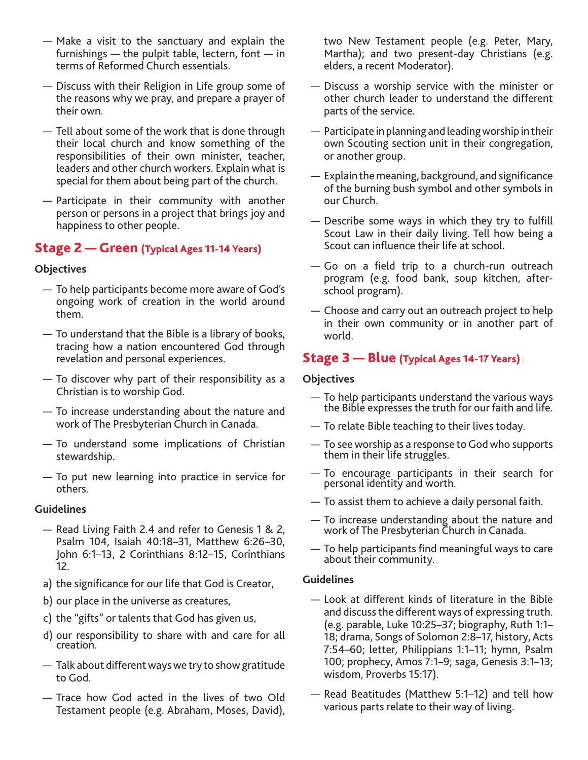- Make a visit to the sanctuary and explain the furnishings — the pulpit table, lectern, font — in terms of Reformed Church essentials.
- Discuss with their Religion in Life group some of the reasons why we pray, and prepare a prayer of their own.
- Tell about some of the work that is done through their local church and know something of the responsibilities of their own minister, teacher, leaders and other church workers. Explain what is special for them about being part of the church.
- Participate in their community with another person or persons in a project that brings joy and happiness to other people.

## Stage 2 — Green (Typical Ages 11-14 Years)

**Objectives**

- To help participants become more aware of God's ongoing work of creation in the world around them.
- To understand that the Bible is a library of books, tracing how a nation encountered God through revelation and personal experiences.
- To discover why part of their responsibility as a Christian is to worship God.
- To increase understanding about the nature and work of The Presbyterian Church in Canada.
- To understand some implications of Christian stewardship.
- To put new learning into practice in service for others.

**Guidelines**

- Read Living Faith 2.4 and refer to Genesis 1 & 2, Psalm 104, Isaiah 40:18–31, Matthew 6:26–30, John 6:1–13, 2 Corinthians 8:12–15, Corinthians 12.

a) the significance for our life that God is Creator,

b) our place in the universe as creatures,

c) the "gifts" or talents that God has given us,

d) our responsibility to share with and care for all creation.

- Talk about different ways we try to show gratitude to God.
- Trace how God acted in the lives of two Old Testament people (e.g. Abraham, Moses, David), two New Testament people (e.g. Peter, Mary, Martha); and two present-day Christians (e.g. elders, a recent Moderator).
- Discuss a worship service with the minister or other church leader to understand the different parts of the service.
- Participate in planning and leading worship in their own Scouting section unit in their congregation, or another group.
- Explain the meaning, background, and significance of the burning bush symbol and other symbols in our Church.
- Describe some ways in which they try to fulfill Scout Law in their daily living. Tell how being a Scout can influence their life at school.
- Go on a field trip to a church-run outreach program (e.g. food bank, soup kitchen, after-school program).
- Choose and carry out an outreach project to help in their own community or in another part of world.

## Stage 3 — Blue (Typical Ages 14-17 Years)

**Objectives**

- To help participants understand the various ways the Bible expresses the truth for our faith and life.
- To relate Bible teaching to their lives today.
- To see worship as a response to God who supports them in their life struggles.
- To encourage participants in their search for personal identity and worth.
- To assist them to achieve a daily personal faith.
- To increase understanding about the nature and work of The Presbyterian Church in Canada.
- To help participants find meaningful ways to care about their community.

**Guidelines**

- Look at different kinds of literature in the Bible and discuss the different ways of expressing truth. (e.g. parable, Luke 10:25–37; biography, Ruth 1:1–18; drama, Songs of Solomon 2:8–17, history, Acts 7:54–60; letter, Philippians 1:1–11; hymn, Psalm 100; prophecy, Amos 7:1–9; saga, Genesis 3:1–13; wisdom, Proverbs 15:17).
- Read Beatitudes (Matthew 5:1–12) and tell how various parts relate to their way of living.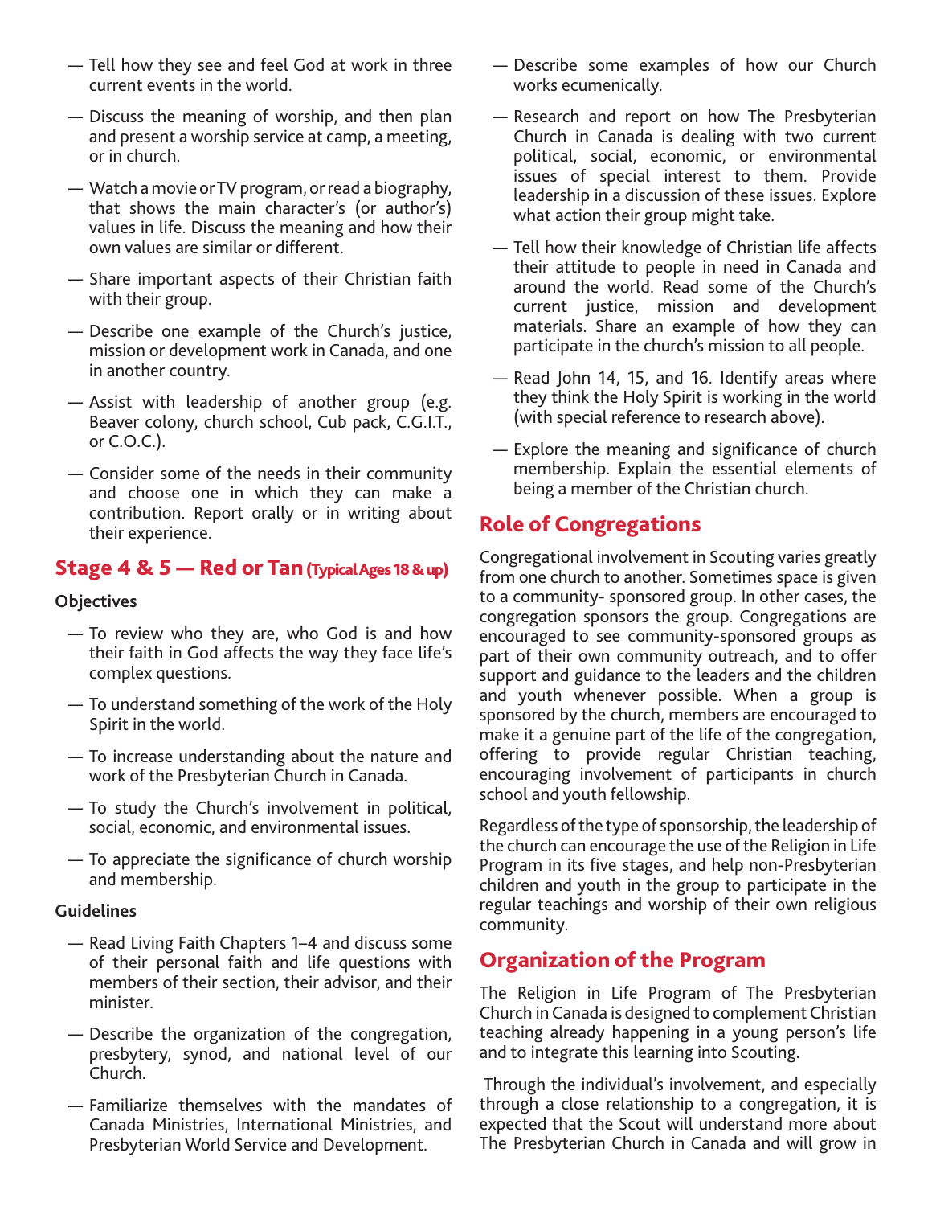— Tell how they see and feel God at work in three current events in the world.

— Discuss the meaning of worship, and then plan and present a worship service at camp, a meeting, or in church.

— Watch a movie or TV program, or read a biography, that shows the main character's (or author's) values in life. Discuss the meaning and how their own values are similar or different.

— Share important aspects of their Christian faith with their group.

— Describe one example of the Church's justice, mission or development work in Canada, and one in another country.

— Assist with leadership of another group (e.g. Beaver colony, church school, Cub pack, C.G.I.T., or C.O.C.).

— Consider some of the needs in their community and choose one in which they can make a contribution. Report orally or in writing about their experience.

## Stage 4 & 5 — Red or Tan (Typical Ages 18 & up)

**Objectives**

— To review who they are, who God is and how their faith in God affects the way they face life's complex questions.

— To understand something of the work of the Holy Spirit in the world.

— To increase understanding about the nature and work of the Presbyterian Church in Canada.

— To study the Church's involvement in political, social, economic, and environmental issues.

— To appreciate the significance of church worship and membership.

**Guidelines**

— Read Living Faith Chapters 1–4 and discuss some of their personal faith and life questions with members of their section, their advisor, and their minister.

— Describe the organization of the congregation, presbytery, synod, and national level of our Church.

— Familiarize themselves with the mandates of Canada Ministries, International Ministries, and Presbyterian World Service and Development.

— Describe some examples of how our Church works ecumenically.

— Research and report on how The Presbyterian Church in Canada is dealing with two current political, social, economic, or environmental issues of special interest to them. Provide leadership in a discussion of these issues. Explore what action their group might take.

— Tell how their knowledge of Christian life affects their attitude to people in need in Canada and around the world. Read some of the Church's current justice, mission and development materials. Share an example of how they can participate in the church's mission to all people.

— Read John 14, 15, and 16. Identify areas where they think the Holy Spirit is working in the world (with special reference to research above).

— Explore the meaning and significance of church membership. Explain the essential elements of being a member of the Christian church.

## Role of Congregations

Congregational involvement in Scouting varies greatly from one church to another. Sometimes space is given to a community- sponsored group. In other cases, the congregation sponsors the group. Congregations are encouraged to see community-sponsored groups as part of their own community outreach, and to offer support and guidance to the leaders and the children and youth whenever possible. When a group is sponsored by the church, members are encouraged to make it a genuine part of the life of the congregation, offering to provide regular Christian teaching, encouraging involvement of participants in church school and youth fellowship.

Regardless of the type of sponsorship, the leadership of the church can encourage the use of the Religion in Life Program in its five stages, and help non-Presbyterian children and youth in the group to participate in the regular teachings and worship of their own religious community.

## Organization of the Program

The Religion in Life Program of The Presbyterian Church in Canada is designed to complement Christian teaching already happening in a young person's life and to integrate this learning into Scouting.

Through the individual's involvement, and especially through a close relationship to a congregation, it is expected that the Scout will understand more about The Presbyterian Church in Canada and will grow in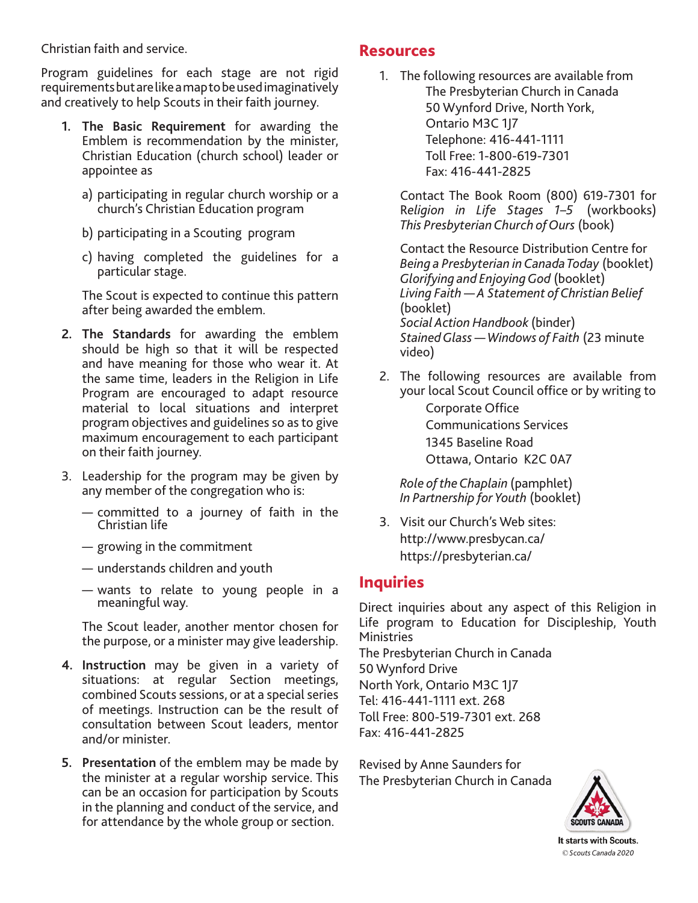Christian faith and service.

Program guidelines for each stage are not rigid requirements but are like a map to be used imaginatively and creatively to help Scouts in their faith journey.

1. **The Basic Requirement** for awarding the Emblem is recommendation by the minister, Christian Education (church school) leader or appointee as

   a) participating in regular church worship or a church's Christian Education program

   b) participating in a Scouting program

   c) having completed the guidelines for a particular stage.

   The Scout is expected to continue this pattern after being awarded the emblem.

2. **The Standards** for awarding the emblem should be high so that it will be respected and have meaning for those who wear it. At the same time, leaders in the Religion in Life Program are encouraged to adapt resource material to local situations and interpret program objectives and guidelines so as to give maximum encouragement to each participant on their faith journey.

3. Leadership for the program may be given by any member of the congregation who is:

   — committed to a journey of faith in the Christian life

   — growing in the commitment

   — understands children and youth

   — wants to relate to young people in a meaningful way.

   The Scout leader, another mentor chosen for the purpose, or a minister may give leadership.

4. **Instruction** may be given in a variety of situations: at regular Section meetings, combined Scouts sessions, or at a special series of meetings. Instruction can be the result of consultation between Scout leaders, mentor and/or minister.

5. **Presentation** of the emblem may be made by the minister at a regular worship service. This can be an occasion for participation by Scouts in the planning and conduct of the service, and for attendance by the whole group or section.

## Resources

1. The following resources are available from
   The Presbyterian Church in Canada
   50 Wynford Drive, North York,
   Ontario M3C 1J7
   Telephone: 416-441-1111
   Toll Free: 1-800-619-7301
   Fax: 416-441-2825

   Contact The Book Room (800) 619-7301 for *Religion in Life Stages 1–5* (workbooks)
   *This Presbyterian Church of Ours* (book)

   Contact the Resource Distribution Centre for
   *Being a Presbyterian in Canada Today* (booklet)
   *Glorifying and Enjoying God* (booklet)
   *Living Faith — A Statement of Christian Belief* (booklet)
   *Social Action Handbook* (binder)
   *Stained Glass — Windows of Faith* (23 minute video)

2. The following resources are available from your local Scout Council office or by writing to
   Corporate Office
   Communications Services
   1345 Baseline Road
   Ottawa, Ontario K2C 0A7

   *Role of the Chaplain* (pamphlet)
   *In Partnership for Youth* (booklet)

3. Visit our Church's Web sites:
   http://www.presbycan.ca/
   https://presbyterian.ca/

## Inquiries

Direct inquiries about any aspect of this Religion in Life program to Education for Discipleship, Youth Ministries
The Presbyterian Church in Canada
50 Wynford Drive
North York, Ontario M3C 1J7
Tel: 416-441-1111 ext. 268
Toll Free: 800-519-7301 ext. 268
Fax: 416-441-2825

Revised by Anne Saunders for
The Presbyterian Church in Canada

SCOUTS CANADA

It starts with Scouts.

*© Scouts Canada 2020*